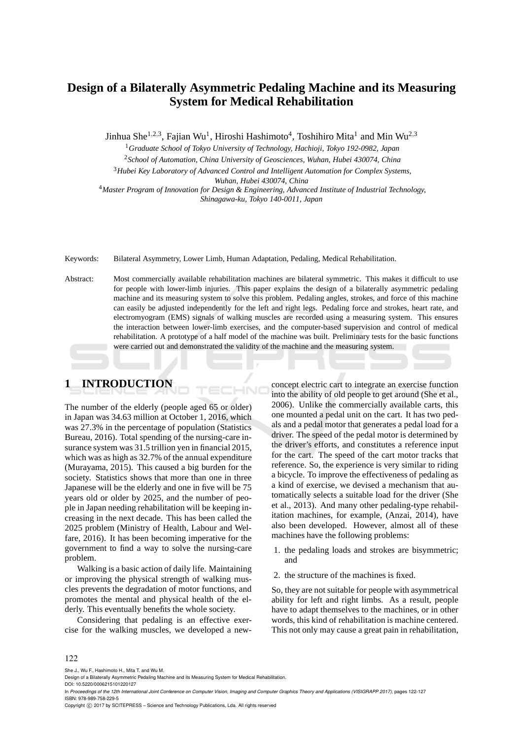# Design of a Bilaterally Asymmetric Pedaling Machine and its Measuring System for Medical Rehabilitation

Jinhua She[1,2,3], Fajian Wu[1], Hiroshi Hashimoto[4], Toshihiro Mita[1] and Min Wu[2,3]

[1]*Graduate School of Tokyo University of Technology, Hachioji, Tokyo 192-0982, Japan*

[2]*School of Automation, China University of Geosciences, Wuhan, Hubei 430074, China*

[3]*Hubei Key Laboratory of Advanced Control and Intelligent Automation for Complex Systems, Wuhan, Hubei 430074, China*

[4]*Master Program of Innovation for Design & Engineering, Advanced Institute of Industrial Technology, Shinagawa-ku, Tokyo 140-0011, Japan*

Keywords: Bilateral Asymmetry, Lower Limb, Human Adaptation, Pedaling, Medical Rehabilitation.

Abstract: Most commercially available rehabilitation machines are bilateral symmetric. This makes it difficult to use for people with lower-limb injuries. This paper explains the design of a bilaterally asymmetric pedaling machine and its measuring system to solve this problem. Pedaling angles, strokes, and force of this machine can easily be adjusted independently for the left and right legs. Pedaling force and strokes, heart rate, and electromyogram (EMS) signals of walking muscles are recorded using a measuring system. This ensures the interaction between lower-limb exercises, and the computer-based supervision and control of medical rehabilitation. A prototype of a half model of the machine was built. Preliminary tests for the basic functions were carried out and demonstrated the validity of the machine and the measuring system.

## 1 INTRODUCTION

The number of the elderly (people aged 65 or older) in Japan was 34.63 million at October 1, 2016, which was 27.3% in the percentage of population (Statistics Bureau, 2016). Total spending of the nursing-care insurance system was 31.5 trillion yen in financial 2015, which was as high as 32.7% of the annual expenditure (Murayama, 2015). This caused a big burden for the society. Statistics shows that more than one in three Japanese will be the elderly and one in five will be 75 years old or older by 2025, and the number of people in Japan needing rehabilitation will be keeping increasing in the next decade. This has been called the 2025 problem (Ministry of Health, Labour and Welfare, 2016). It has been becoming imperative for the government to find a way to solve the nursing-care problem.

Walking is a basic action of daily life. Maintaining or improving the physical strength of walking muscles prevents the degradation of motor functions, and promotes the mental and physical health of the elderly. This eventually benefits the whole society.

Considering that pedaling is an effective exercise for the walking muscles, we developed a new-concept electric cart to integrate an exercise function into the ability of old people to get around (She et al., 2006). Unlike the commercially available carts, this one mounted a pedal unit on the cart. It has two pedals and a pedal motor that generates a pedal load for a driver. The speed of the pedal motor is determined by the driver's efforts, and constitutes a reference input for the cart. The speed of the cart motor tracks that reference. So, the experience is very similar to riding a bicycle. To improve the effectiveness of pedaling as a kind of exercise, we devised a mechanism that automatically selects a suitable load for the driver (She et al., 2013). And many other pedaling-type rehabilitation machines, for example, (Anzai, 2014), have also been developed. However, almost all of these machines have the following problems:

1. the pedaling loads and strokes are bisymmetric; and
2. the structure of the machines is fixed.

So, they are not suitable for people with asymmetrical ability for left and right limbs. As a result, people have to adapt themselves to the machines, or in other words, this kind of rehabilitation is machine centered. This not only may cause a great pain in rehabilitation,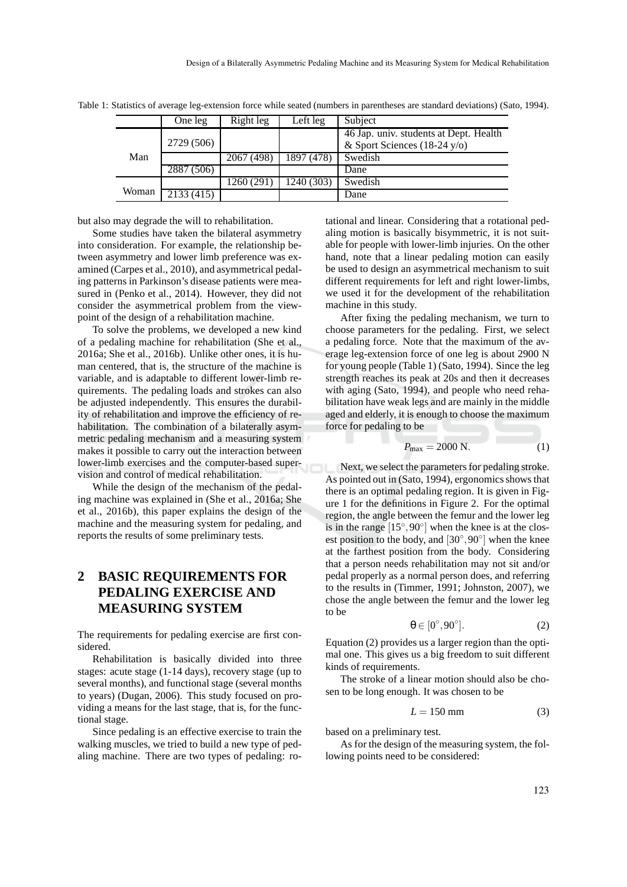Table 1: Statistics of average leg-extension force while seated (numbers in parentheses are standard deviations) (Sato, 1994).

| | One leg | Right leg | Left leg | Subject |
|---|---|---|---|---|
| Man | 2729 (506) | | | 46 Jap. univ. students at Dept. Health & Sport Sciences (18-24 y/o) |
| | | 2067 (498) | 1897 (478) | Swedish |
| | 2887 (506) | | | Dane |
| Woman | | 1260 (291) | 1240 (303) | Swedish |
| | 2133 (415) | | | Dane |

but also may degrade the will to rehabilitation.

Some studies have taken the bilateral asymmetry into consideration. For example, the relationship between asymmetry and lower limb preference was examined (Carpes et al., 2010), and asymmetrical pedaling patterns in Parkinson's disease patients were measured in (Penko et al., 2014). However, they did not consider the asymmetrical problem from the viewpoint of the design of a rehabilitation machine.

To solve the problems, we developed a new kind of a pedaling machine for rehabilitation (She et al., 2016a; She et al., 2016b). Unlike other ones, it is human centered, that is, the structure of the machine is variable, and is adaptable to different lower-limb requirements. The pedaling loads and strokes can also be adjusted independently. This ensures the durability of rehabilitation and improve the efficiency of rehabilitation. The combination of a bilaterally asymmetric pedaling mechanism and a measuring system makes it possible to carry out the interaction between lower-limb exercises and the computer-based supervision and control of medical rehabilitation.

While the design of the mechanism of the pedaling machine was explained in (She et al., 2016a; She et al., 2016b), this paper explains the design of the machine and the measuring system for pedaling, and reports the results of some preliminary tests.

## 2 BASIC REQUIREMENTS FOR PEDALING EXERCISE AND MEASURING SYSTEM

The requirements for pedaling exercise are first considered.

Rehabilitation is basically divided into three stages: acute stage (1-14 days), recovery stage (up to several months), and functional stage (several months to years) (Dugan, 2006). This study focused on providing a means for the last stage, that is, for the functional stage.

Since pedaling is an effective exercise to train the walking muscles, we tried to build a new type of pedaling machine. There are two types of pedaling: rotational and linear. Considering that a rotational pedaling motion is basically bisymmetric, it is not suitable for people with lower-limb injuries. On the other hand, note that a linear pedaling motion can easily be used to design an asymmetrical mechanism to suit different requirements for left and right lower-limbs, we used it for the development of the rehabilitation machine in this study.

After fixing the pedaling mechanism, we turn to choose parameters for the pedaling. First, we select a pedaling force. Note that the maximum of the average leg-extension force of one leg is about 2900 N for young people (Table 1) (Sato, 1994). Since the leg strength reaches its peak at 20s and then it decreases with aging (Sato, 1994), and people who need rehabilitation have weak legs and are mainly in the middle aged and elderly, it is enough to choose the maximum force for pedaling to be

$$P_{\max} = 2000 \text{ N}. \tag{1}$$

Next, we select the parameters for pedaling stroke. As pointed out in (Sato, 1994), ergonomics shows that there is an optimal pedaling region. It is given in Figure 1 for the definitions in Figure 2. For the optimal region, the angle between the femur and the lower leg is in the range $[15^\circ, 90^\circ]$ when the knee is at the closest position to the body, and $[30^\circ, 90^\circ]$ when the knee at the farthest position from the body. Considering that a person needs rehabilitation may not sit and/or pedal properly as a normal person does, and referring to the results in (Timmer, 1991; Johnston, 2007), we chose the angle between the femur and the lower leg to be

$$\theta \in [0^\circ, 90^\circ]. \tag{2}$$

Equation (2) provides us a larger region than the optimal one. This gives us a big freedom to suit different kinds of requirements.

The stroke of a linear motion should also be chosen to be long enough. It was chosen to be

$$L = 150 \text{ mm} \tag{3}$$

based on a preliminary test.

As for the design of the measuring system, the following points need to be considered: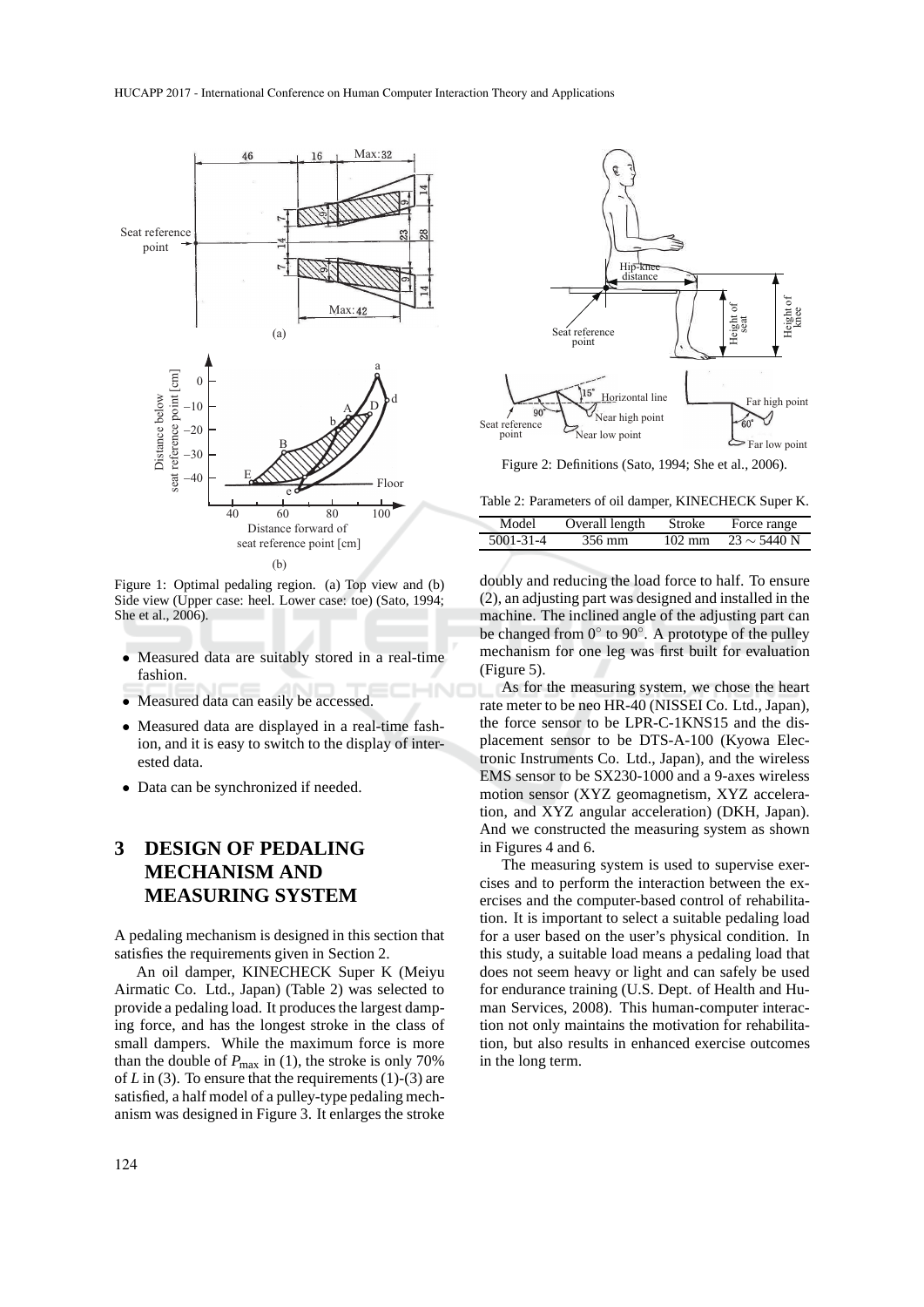Figure 1: Optimal pedaling region. (a) Top view and (b) Side view (Upper case: heel. Lower case: toe) (Sato, 1994; She et al., 2006).

- Measured data are suitably stored in a real-time fashion.
- Measured data can easily be accessed.
- Measured data are displayed in a real-time fashion, and it is easy to switch to the display of interested data.
- Data can be synchronized if needed.

# 3 DESIGN OF PEDALING MECHANISM AND MEASURING SYSTEM

A pedaling mechanism is designed in this section that satisfies the requirements given in Section 2.

An oil damper, KINECHECK Super K (Meiyu Airmatic Co. Ltd., Japan) (Table 2) was selected to provide a pedaling load. It produces the largest damping force, and has the longest stroke in the class of small dampers. While the maximum force is more than the double of $P_{\max}$ in (1), the stroke is only 70% of $L$ in (3). To ensure that the requirements (1)-(3) are satisfied, a half model of a pulley-type pedaling mechanism was designed in Figure 3. It enlarges the stroke doubly and reducing the load force to half. To ensure (2), an adjusting part was designed and installed in the machine. The inclined angle of the adjusting part can be changed from $0^\circ$ to $90^\circ$. A prototype of the pulley mechanism for one leg was first built for evaluation (Figure 5).

Figure 2: Definitions (Sato, 1994; She et al., 2006).

Table 2: Parameters of oil damper, KINECHECK Super K.

| Model | Overall length | Stroke | Force range |
|---|---|---|---|
| 5001-31-4 | 356 mm | 102 mm | $23 \sim 5440$ N |

As for the measuring system, we chose the heart rate meter to be neo HR-40 (NISSEI Co. Ltd., Japan), the force sensor to be LPR-C-1KNS15 and the displacement sensor to be DTS-A-100 (Kyowa Electronic Instruments Co. Ltd., Japan), and the wireless EMS sensor to be SX230-1000 and a 9-axes wireless motion sensor (XYZ geomagnetism, XYZ acceleration, and XYZ angular acceleration) (DKH, Japan). And we constructed the measuring system as shown in Figures 4 and 6.

The measuring system is used to supervise exercises and to perform the interaction between the exercises and the computer-based control of rehabilitation. It is important to select a suitable pedaling load for a user based on the user's physical condition. In this study, a suitable load means a pedaling load that does not seem heavy or light and can safely be used for endurance training (U.S. Dept. of Health and Human Services, 2008). This human-computer interaction not only maintains the motivation for rehabilitation, but also results in enhanced exercise outcomes in the long term.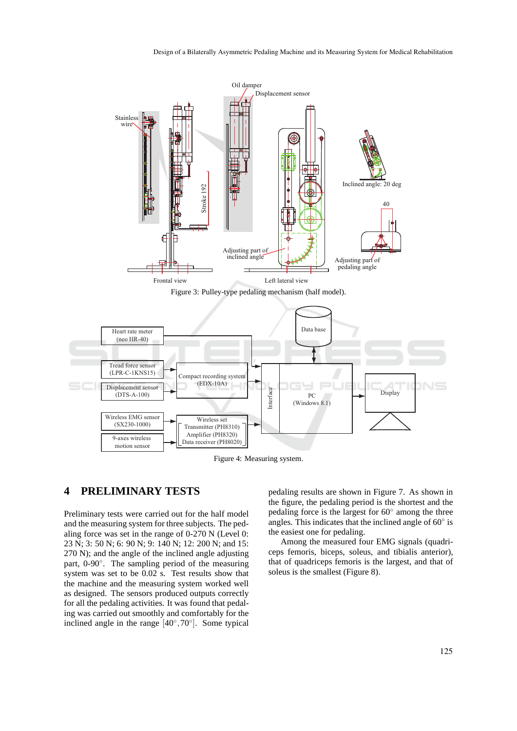Figure 3: Pulley-type pedaling mechanism (half model).

Figure 4: Measuring system.

## 4 PRELIMINARY TESTS

Preliminary tests were carried out for the half model and the measuring system for three subjects. The pedaling force was set in the range of 0-270 N (Level 0: 23 N; 3: 50 N; 6: 90 N; 9: 140 N; 12: 200 N; and 15: 270 N); and the angle of the inclined angle adjusting part, 0-90°. The sampling period of the measuring system was set to be 0.02 s. Test results show that the machine and the measuring system worked well as designed. The sensors produced outputs correctly for all the pedaling activities. It was found that pedaling was carried out smoothly and comfortably for the inclined angle in the range $[40^{\circ}, 70^{\circ}]$. Some typical pedaling results are shown in Figure 7. As shown in the figure, the pedaling period is the shortest and the pedaling force is the largest for 60° among the three angles. This indicates that the inclined angle of 60° is the easiest one for pedaling.

Among the measured four EMG signals (quadriceps femoris, biceps, soleus, and tibialis anterior), that of quadriceps femoris is the largest, and that of soleus is the smallest (Figure 8).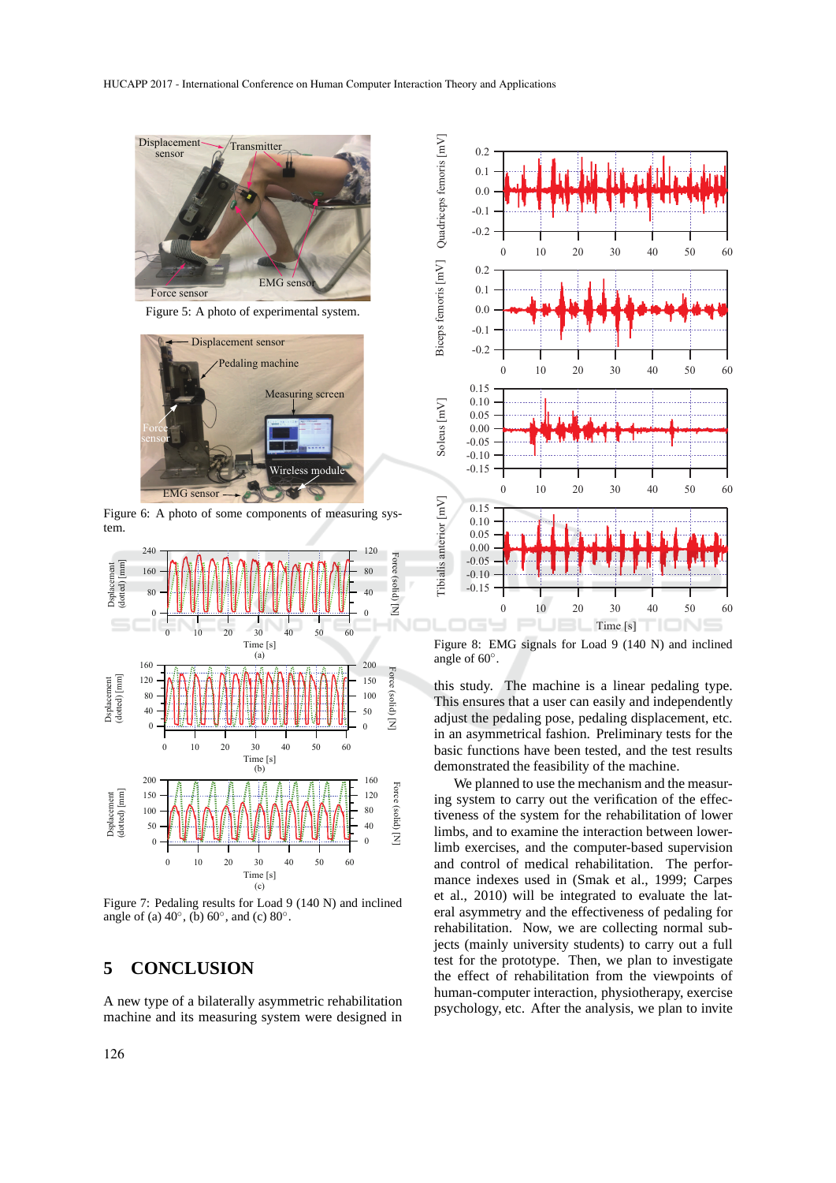Figure 5: A photo of experimental system.

Figure 6: A photo of some components of measuring system.

Figure 7: Pedaling results for Load 9 (140 N) and inclined angle of (a) 40°, (b) 60°, and (c) 80°.

# 5 CONCLUSION

A new type of a bilaterally asymmetric rehabilitation machine and its measuring system were designed in this study. The machine is a linear pedaling type. This ensures that a user can easily and independently adjust the pedaling pose, pedaling displacement, etc. in an asymmetrical fashion. Preliminary tests for the basic functions have been tested, and the test results demonstrated the feasibility of the machine.

Figure 8: EMG signals for Load 9 (140 N) and inclined angle of 60°.

We planned to use the mechanism and the measuring system to carry out the verification of the effectiveness of the system for the rehabilitation of lower limbs, and to examine the interaction between lower-limb exercises, and the computer-based supervision and control of medical rehabilitation. The performance indexes used in (Smak et al., 1999; Carpes et al., 2010) will be integrated to evaluate the lateral asymmetry and the effectiveness of pedaling for rehabilitation. Now, we are collecting normal subjects (mainly university students) to carry out a full test for the prototype. Then, we plan to investigate the effect of rehabilitation from the viewpoints of human-computer interaction, physiotherapy, exercise psychology, etc. After the analysis, we plan to invite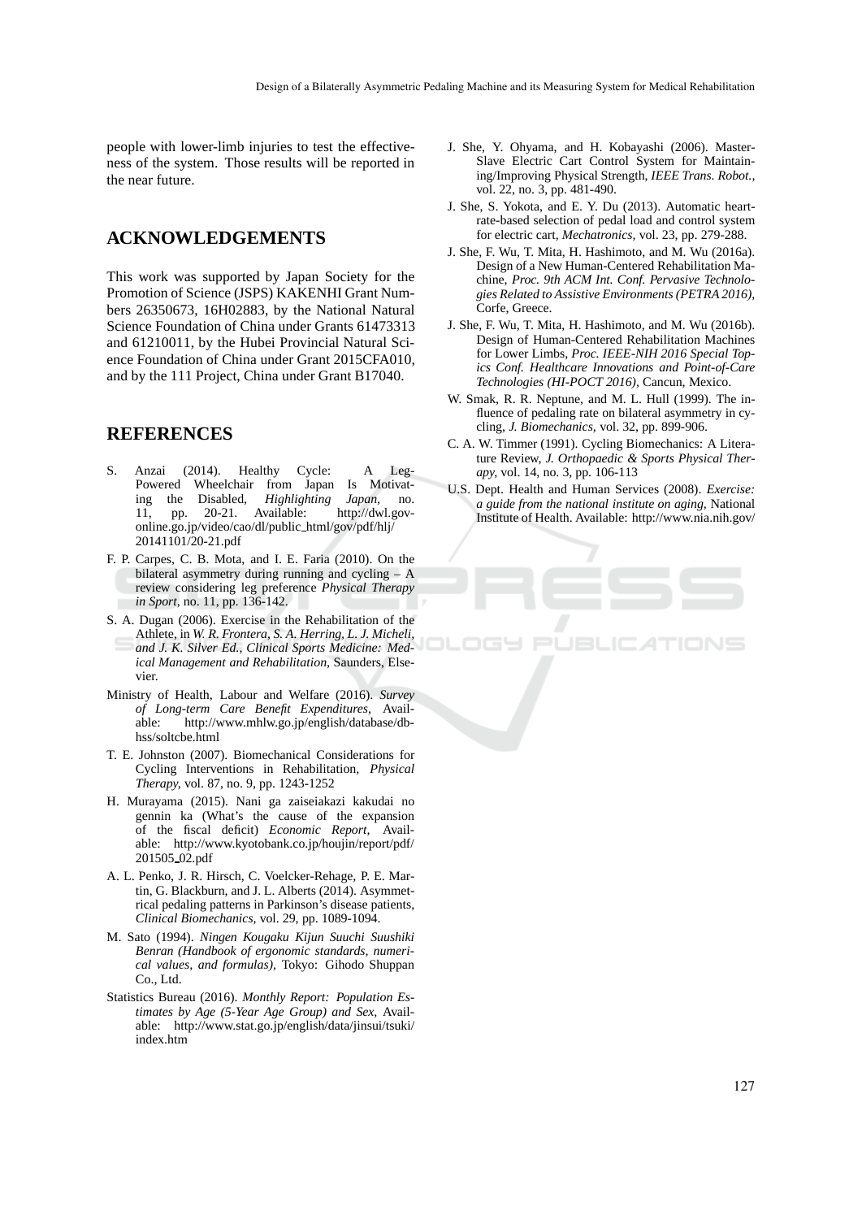people with lower-limb injuries to test the effectiveness of the system. Those results will be reported in the near future.

## ACKNOWLEDGEMENTS

This work was supported by Japan Society for the Promotion of Science (JSPS) KAKENHI Grant Numbers 26350673, 16H02883, by the National Natural Science Foundation of China under Grants 61473313 and 61210011, by the Hubei Provincial Natural Science Foundation of China under Grant 2015CFA010, and by the 111 Project, China under Grant B17040.

## REFERENCES

S. Anzai (2014). Healthy Cycle: A Leg-Powered Wheelchair from Japan Is Motivating the Disabled, *Highlighting Japan*, no. 11, pp. 20-21. Available: http://dwl.gov-online.go.jp/video/cao/dl/public_html/gov/pdf/hlj/20141101/20-21.pdf

F. P. Carpes, C. B. Mota, and I. E. Faria (2010). On the bilateral asymmetry during running and cycling – A review considering leg preference *Physical Therapy in Sport*, no. 11, pp. 136-142.

S. A. Dugan (2006). Exercise in the Rehabilitation of the Athlete, in *W. R. Frontera, S. A. Herring, L. J. Micheli, and J. K. Silver Ed., Clinical Sports Medicine: Medical Management and Rehabilitation*, Saunders, Elsevier.

Ministry of Health, Labour and Welfare (2016). *Survey of Long-term Care Benefit Expenditures*, Available: http://www.mhlw.go.jp/english/database/db-hss/soltcbe.html

T. E. Johnston (2007). Biomechanical Considerations for Cycling Interventions in Rehabilitation, *Physical Therapy*, vol. 87, no. 9, pp. 1243-1252

H. Murayama (2015). Nani ga zaiseiakazi kakudai no gennin ka (What's the cause of the expansion of the fiscal deficit) *Economic Report*, Available: http://www.kyotobank.co.jp/houjin/report/pdf/201505_02.pdf

A. L. Penko, J. R. Hirsch, C. Voelcker-Rehage, P. E. Martin, G. Blackburn, and J. L. Alberts (2014). Asymmetrical pedaling patterns in Parkinson's disease patients, *Clinical Biomechanics*, vol. 29, pp. 1089-1094.

M. Sato (1994). *Ningen Kougaku Kijun Suuchi Suushiki Benran (Handbook of ergonomic standards, numerical values, and formulas)*, Tokyo: Gihodo Shuppan Co., Ltd.

Statistics Bureau (2016). *Monthly Report: Population Estimates by Age (5-Year Age Group) and Sex*, Available: http://www.stat.go.jp/english/data/jinsui/tsuki/index.htm

J. She, Y. Ohyama, and H. Kobayashi (2006). Master-Slave Electric Cart Control System for Maintaining/Improving Physical Strength, *IEEE Trans. Robot.*, vol. 22, no. 3, pp. 481-490.

J. She, S. Yokota, and E. Y. Du (2013). Automatic heart-rate-based selection of pedal load and control system for electric cart, *Mechatronics*, vol. 23, pp. 279-288.

J. She, F. Wu, T. Mita, H. Hashimoto, and M. Wu (2016a). Design of a New Human-Centered Rehabilitation Machine, *Proc. 9th ACM Int. Conf. Pervasive Technologies Related to Assistive Environments (PETRA 2016)*, Corfe, Greece.

J. She, F. Wu, T. Mita, H. Hashimoto, and M. Wu (2016b). Design of Human-Centered Rehabilitation Machines for Lower Limbs, *Proc. IEEE-NIH 2016 Special Topics Conf. Healthcare Innovations and Point-of-Care Technologies (HI-POCT 2016)*, Cancun, Mexico.

W. Smak, R. R. Neptune, and M. L. Hull (1999). The influence of pedaling rate on bilateral asymmetry in cycling, *J. Biomechanics*, vol. 32, pp. 899-906.

C. A. W. Timmer (1991). Cycling Biomechanics: A Literature Review, *J. Orthopaedic & Sports Physical Therapy*, vol. 14, no. 3, pp. 106-113

U.S. Dept. Health and Human Services (2008). *Exercise: a guide from the national institute on aging*, National Institute of Health. Available: http://www.nia.nih.gov/